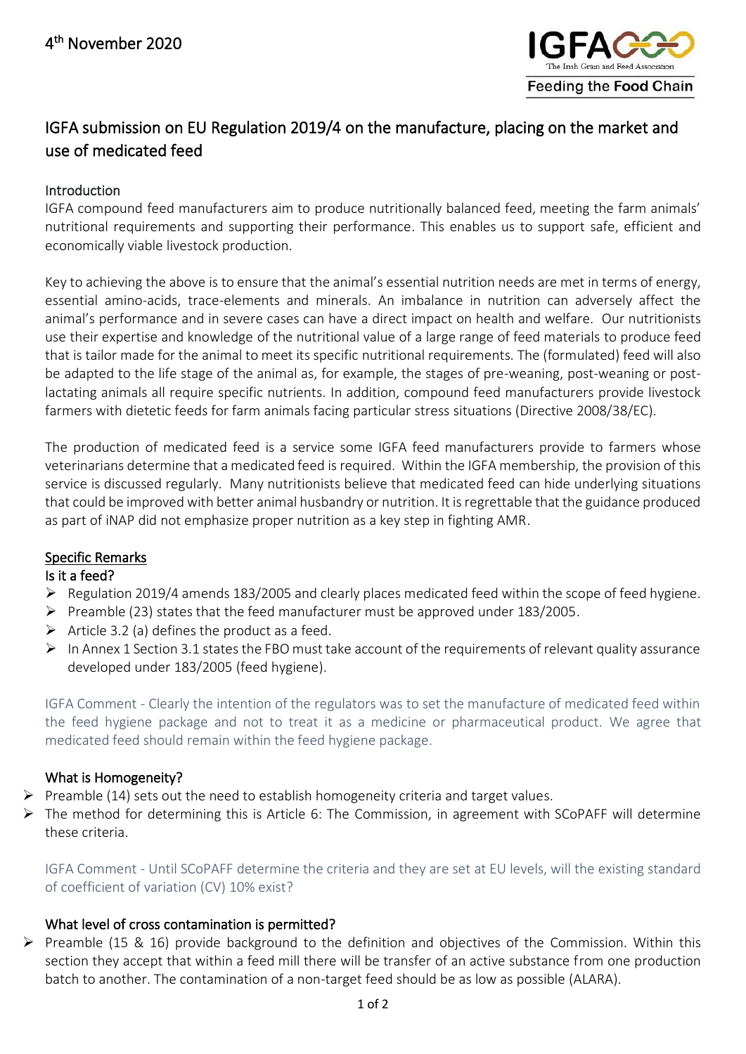4th November 2020

IGFA – The Irish Grain and Feed Association – Feeding the Food Chain

# IGFA submission on EU Regulation 2019/4 on the manufacture, placing on the market and use of medicated feed

## Introduction

IGFA compound feed manufacturers aim to produce nutritionally balanced feed, meeting the farm animals' nutritional requirements and supporting their performance. This enables us to support safe, efficient and economically viable livestock production.

Key to achieving the above is to ensure that the animal's essential nutrition needs are met in terms of energy, essential amino-acids, trace-elements and minerals. An imbalance in nutrition can adversely affect the animal's performance and in severe cases can have a direct impact on health and welfare. Our nutritionists use their expertise and knowledge of the nutritional value of a large range of feed materials to produce feed that is tailor made for the animal to meet its specific nutritional requirements. The (formulated) feed will also be adapted to the life stage of the animal as, for example, the stages of pre-weaning, post-weaning or post-lactating animals all require specific nutrients. In addition, compound feed manufacturers provide livestock farmers with dietetic feeds for farm animals facing particular stress situations (Directive 2008/38/EC).

The production of medicated feed is a service some IGFA feed manufacturers provide to farmers whose veterinarians determine that a medicated feed is required. Within the IGFA membership, the provision of this service is discussed regularly. Many nutritionists believe that medicated feed can hide underlying situations that could be improved with better animal husbandry or nutrition. It is regrettable that the guidance produced as part of iNAP did not emphasize proper nutrition as a key step in fighting AMR.

## Specific Remarks

### Is it a feed?

- Regulation 2019/4 amends 183/2005 and clearly places medicated feed within the scope of feed hygiene.
- Preamble (23) states that the feed manufacturer must be approved under 183/2005.
- Article 3.2 (a) defines the product as a feed.
- In Annex 1 Section 3.1 states the FBO must take account of the requirements of relevant quality assurance developed under 183/2005 (feed hygiene).

IGFA Comment - Clearly the intention of the regulators was to set the manufacture of medicated feed within the feed hygiene package and not to treat it as a medicine or pharmaceutical product. We agree that medicated feed should remain within the feed hygiene package.

### What is Homogeneity?

- Preamble (14) sets out the need to establish homogeneity criteria and target values.
- The method for determining this is Article 6: The Commission, in agreement with SCoPAFF will determine these criteria.

IGFA Comment - Until SCoPAFF determine the criteria and they are set at EU levels, will the existing standard of coefficient of variation (CV) 10% exist?

### What level of cross contamination is permitted?

- Preamble (15 & 16) provide background to the definition and objectives of the Commission. Within this section they accept that within a feed mill there will be transfer of an active substance from one production batch to another. The contamination of a non-target feed should be as low as possible (ALARA).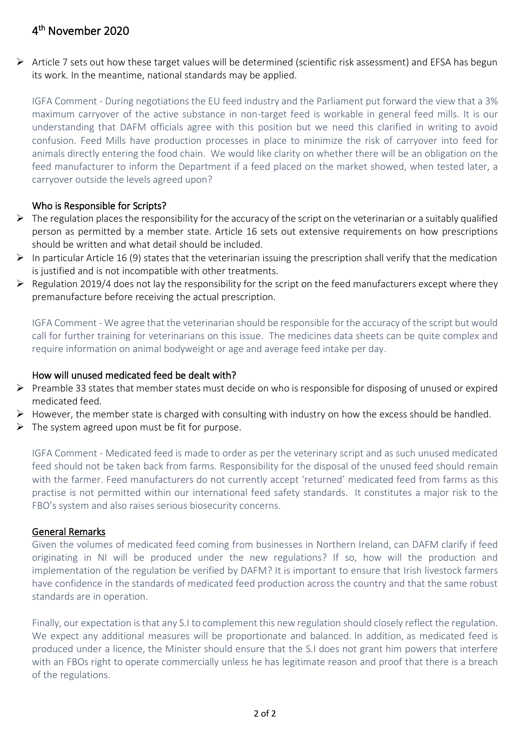4th November 2020

- Article 7 sets out how these target values will be determined (scientific risk assessment) and EFSA has begun its work. In the meantime, national standards may be applied.

IGFA Comment - During negotiations the EU feed industry and the Parliament put forward the view that a 3% maximum carryover of the active substance in non-target feed is workable in general feed mills. It is our understanding that DAFM officials agree with this position but we need this clarified in writing to avoid confusion. Feed Mills have production processes in place to minimize the risk of carryover into feed for animals directly entering the food chain. We would like clarity on whether there will be an obligation on the feed manufacturer to inform the Department if a feed placed on the market showed, when tested later, a carryover outside the levels agreed upon?

### Who is Responsible for Scripts?

- The regulation places the responsibility for the accuracy of the script on the veterinarian or a suitably qualified person as permitted by a member state. Article 16 sets out extensive requirements on how prescriptions should be written and what detail should be included.
- In particular Article 16 (9) states that the veterinarian issuing the prescription shall verify that the medication is justified and is not incompatible with other treatments.
- Regulation 2019/4 does not lay the responsibility for the script on the feed manufacturers except where they premanufacture before receiving the actual prescription.

IGFA Comment - We agree that the veterinarian should be responsible for the accuracy of the script but would call for further training for veterinarians on this issue. The medicines data sheets can be quite complex and require information on animal bodyweight or age and average feed intake per day.

### How will unused medicated feed be dealt with?

- Preamble 33 states that member states must decide on who is responsible for disposing of unused or expired medicated feed.
- However, the member state is charged with consulting with industry on how the excess should be handled.
- The system agreed upon must be fit for purpose.

IGFA Comment - Medicated feed is made to order as per the veterinary script and as such unused medicated feed should not be taken back from farms. Responsibility for the disposal of the unused feed should remain with the farmer. Feed manufacturers do not currently accept 'returned' medicated feed from farms as this practise is not permitted within our international feed safety standards. It constitutes a major risk to the FBO's system and also raises serious biosecurity concerns.

### General Remarks

Given the volumes of medicated feed coming from businesses in Northern Ireland, can DAFM clarify if feed originating in NI will be produced under the new regulations? If so, how will the production and implementation of the regulation be verified by DAFM? It is important to ensure that Irish livestock farmers have confidence in the standards of medicated feed production across the country and that the same robust standards are in operation.

Finally, our expectation is that any S.I to complement this new regulation should closely reflect the regulation. We expect any additional measures will be proportionate and balanced. In addition, as medicated feed is produced under a licence, the Minister should ensure that the S.I does not grant him powers that interfere with an FBOs right to operate commercially unless he has legitimate reason and proof that there is a breach of the regulations.